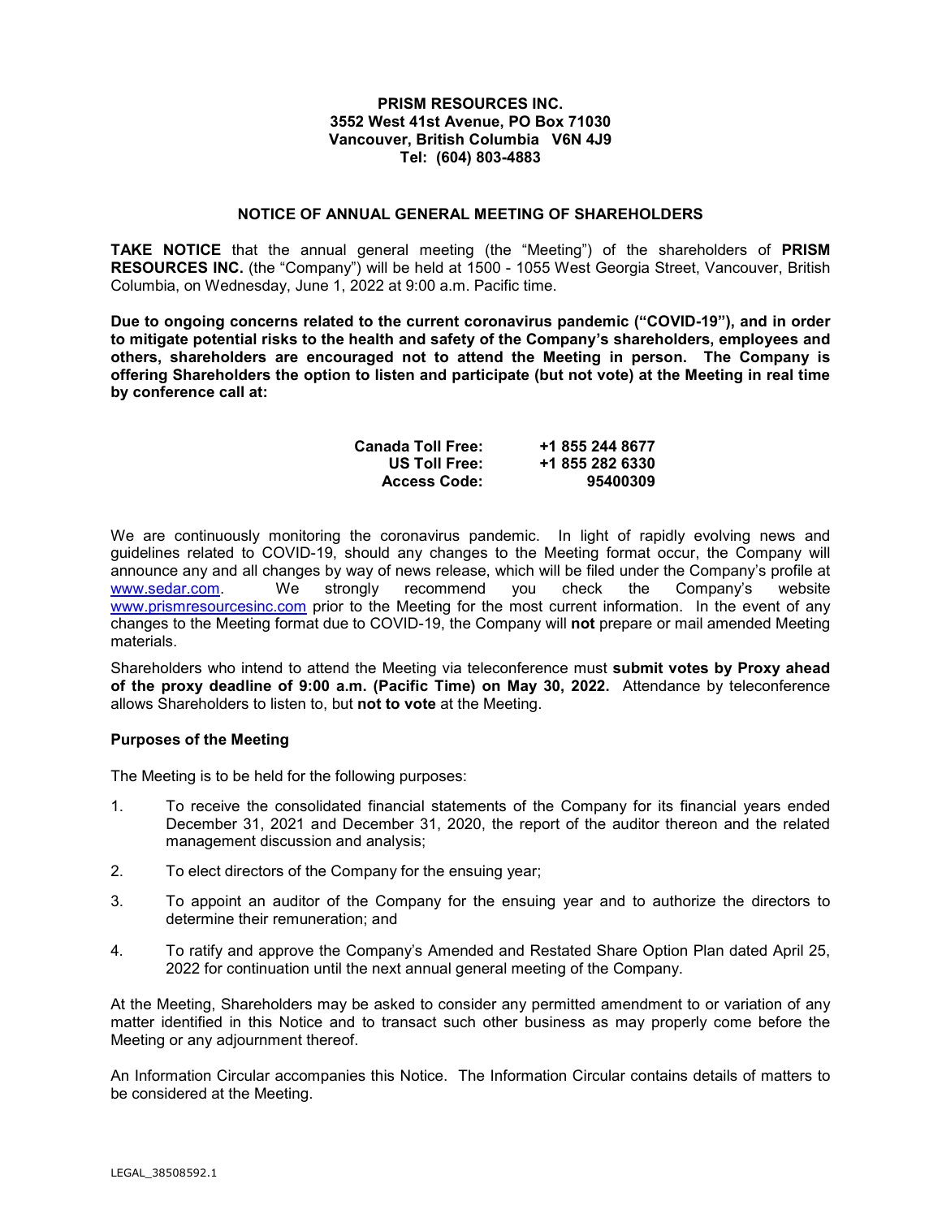**PRISM RESOURCES INC.**
**3552 West 41st Avenue, PO Box 71030**
**Vancouver, British Columbia V6N 4J9**
**Tel: (604) 803-4883**

## NOTICE OF ANNUAL GENERAL MEETING OF SHAREHOLDERS

**TAKE NOTICE** that the annual general meeting (the "Meeting") of the shareholders of **PRISM RESOURCES INC.** (the "Company") will be held at 1500 - 1055 West Georgia Street, Vancouver, British Columbia, on Wednesday, June 1, 2022 at 9:00 a.m. Pacific time.

**Due to ongoing concerns related to the current coronavirus pandemic ("COVID-19"), and in order to mitigate potential risks to the health and safety of the Company's shareholders, employees and others, shareholders are encouraged not to attend the Meeting in person. The Company is offering Shareholders the option to listen and participate (but not vote) at the Meeting in real time by conference call at:**

| | |
|---|---|
| **Canada Toll Free:** | **+1 855 244 8677** |
| **US Toll Free:** | **+1 855 282 6330** |
| **Access Code:** | **95400309** |

We are continuously monitoring the coronavirus pandemic. In light of rapidly evolving news and guidelines related to COVID-19, should any changes to the Meeting format occur, the Company will announce any and all changes by way of news release, which will be filed under the Company's profile at www.sedar.com. We strongly recommend you check the Company's website www.prismresourcesinc.com prior to the Meeting for the most current information. In the event of any changes to the Meeting format due to COVID-19, the Company will **not** prepare or mail amended Meeting materials.

Shareholders who intend to attend the Meeting via teleconference must **submit votes by Proxy ahead of the proxy deadline of 9:00 a.m. (Pacific Time) on May 30, 2022.** Attendance by teleconference allows Shareholders to listen to, but **not to vote** at the Meeting.

### Purposes of the Meeting

The Meeting is to be held for the following purposes:

1. To receive the consolidated financial statements of the Company for its financial years ended December 31, 2021 and December 31, 2020, the report of the auditor thereon and the related management discussion and analysis;
2. To elect directors of the Company for the ensuing year;
3. To appoint an auditor of the Company for the ensuing year and to authorize the directors to determine their remuneration; and
4. To ratify and approve the Company's Amended and Restated Share Option Plan dated April 25, 2022 for continuation until the next annual general meeting of the Company.

At the Meeting, Shareholders may be asked to consider any permitted amendment to or variation of any matter identified in this Notice and to transact such other business as may properly come before the Meeting or any adjournment thereof.

An Information Circular accompanies this Notice. The Information Circular contains details of matters to be considered at the Meeting.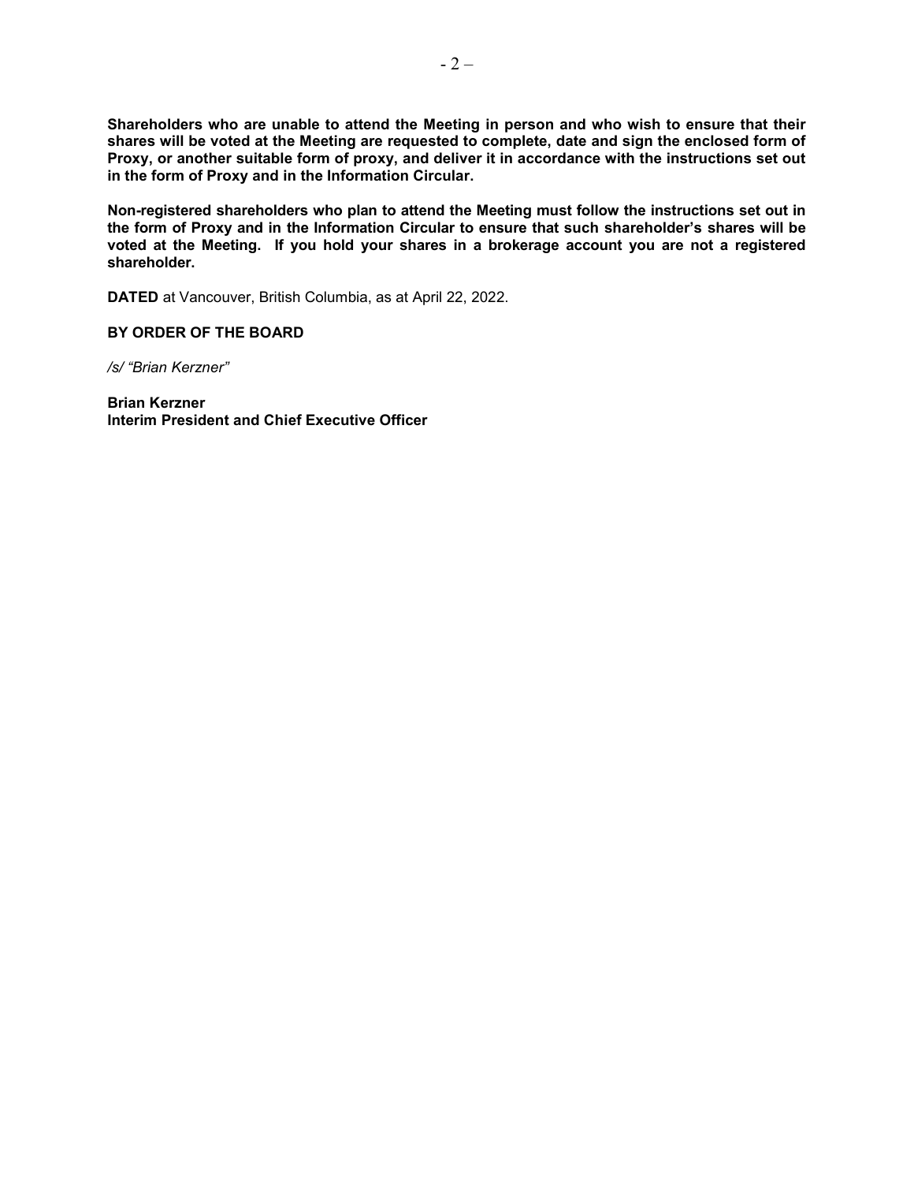**Shareholders who are unable to attend the Meeting in person and who wish to ensure that their shares will be voted at the Meeting are requested to complete, date and sign the enclosed form of Proxy, or another suitable form of proxy, and deliver it in accordance with the instructions set out in the form of Proxy and in the Information Circular.**

**Non-registered shareholders who plan to attend the Meeting must follow the instructions set out in the form of Proxy and in the Information Circular to ensure that such shareholder's shares will be voted at the Meeting. If you hold your shares in a brokerage account you are not a registered shareholder.**

**DATED** at Vancouver, British Columbia, as at April 22, 2022.

**BY ORDER OF THE BOARD**

*/s/ "Brian Kerzner"*

**Brian Kerzner**
**Interim President and Chief Executive Officer**